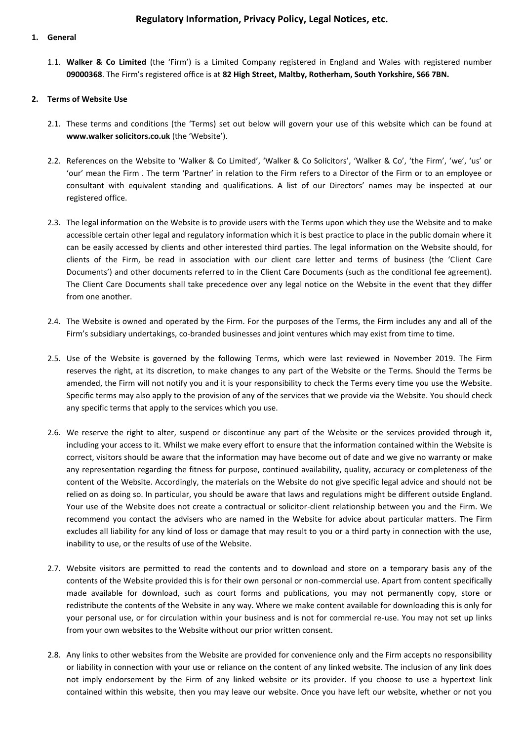# Regulatory Information, Privacy Policy, Legal Notices, etc.

## 1. General

1.1. **Walker & Co Limited** (the 'Firm') is a Limited Company registered in England and Wales with registered number **09000368**. The Firm's registered office is at **82 High Street, Maltby, Rotherham, South Yorkshire, S66 7BN.**

## 2. Terms of Website Use

2.1. These terms and conditions (the 'Terms) set out below will govern your use of this website which can be found at **www.walker solicitors.co.uk** (the 'Website').

2.2. References on the Website to 'Walker & Co Limited', 'Walker & Co Solicitors', 'Walker & Co', 'the Firm', 'we', 'us' or 'our' mean the Firm . The term 'Partner' in relation to the Firm refers to a Director of the Firm or to an employee or consultant with equivalent standing and qualifications. A list of our Directors' names may be inspected at our registered office.

2.3. The legal information on the Website is to provide users with the Terms upon which they use the Website and to make accessible certain other legal and regulatory information which it is best practice to place in the public domain where it can be easily accessed by clients and other interested third parties. The legal information on the Website should, for clients of the Firm, be read in association with our client care letter and terms of business (the 'Client Care Documents') and other documents referred to in the Client Care Documents (such as the conditional fee agreement). The Client Care Documents shall take precedence over any legal notice on the Website in the event that they differ from one another.

2.4. The Website is owned and operated by the Firm. For the purposes of the Terms, the Firm includes any and all of the Firm's subsidiary undertakings, co-branded businesses and joint ventures which may exist from time to time.

2.5. Use of the Website is governed by the following Terms, which were last reviewed in November 2019. The Firm reserves the right, at its discretion, to make changes to any part of the Website or the Terms. Should the Terms be amended, the Firm will not notify you and it is your responsibility to check the Terms every time you use the Website. Specific terms may also apply to the provision of any of the services that we provide via the Website. You should check any specific terms that apply to the services which you use.

2.6. We reserve the right to alter, suspend or discontinue any part of the Website or the services provided through it, including your access to it. Whilst we make every effort to ensure that the information contained within the Website is correct, visitors should be aware that the information may have become out of date and we give no warranty or make any representation regarding the fitness for purpose, continued availability, quality, accuracy or completeness of the content of the Website. Accordingly, the materials on the Website do not give specific legal advice and should not be relied on as doing so. In particular, you should be aware that laws and regulations might be different outside England. Your use of the Website does not create a contractual or solicitor-client relationship between you and the Firm. We recommend you contact the advisers who are named in the Website for advice about particular matters. The Firm excludes all liability for any kind of loss or damage that may result to you or a third party in connection with the use, inability to use, or the results of use of the Website.

2.7. Website visitors are permitted to read the contents and to download and store on a temporary basis any of the contents of the Website provided this is for their own personal or non-commercial use. Apart from content specifically made available for download, such as court forms and publications, you may not permanently copy, store or redistribute the contents of the Website in any way. Where we make content available for downloading this is only for your personal use, or for circulation within your business and is not for commercial re-use. You may not set up links from your own websites to the Website without our prior written consent.

2.8. Any links to other websites from the Website are provided for convenience only and the Firm accepts no responsibility or liability in connection with your use or reliance on the content of any linked website. The inclusion of any link does not imply endorsement by the Firm of any linked website or its provider. If you choose to use a hypertext link contained within this website, then you may leave our website. Once you have left our website, whether or not you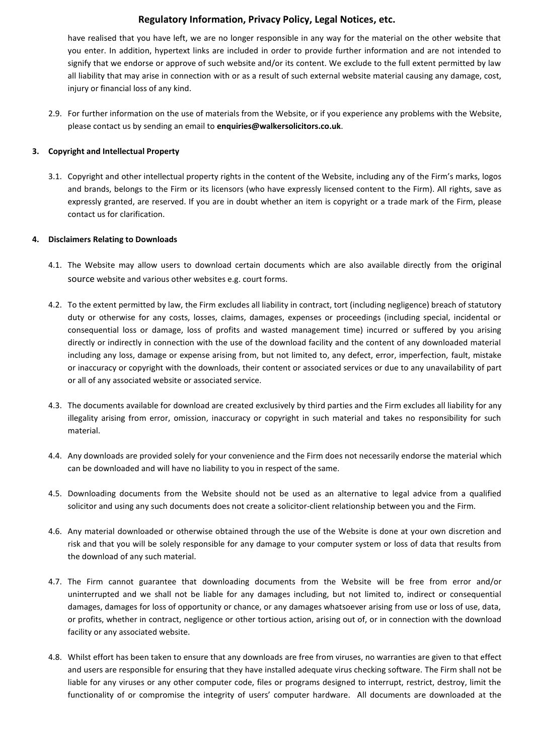have realised that you have left, we are no longer responsible in any way for the material on the other website that you enter. In addition, hypertext links are included in order to provide further information and are not intended to signify that we endorse or approve of such website and/or its content. We exclude to the full extent permitted by law all liability that may arise in connection with or as a result of such external website material causing any damage, cost, injury or financial loss of any kind.

2.9. For further information on the use of materials from the Website, or if you experience any problems with the Website, please contact us by sending an email to **enquiries@walkersolicitors.co.uk**.

## 3. Copyright and Intellectual Property

3.1. Copyright and other intellectual property rights in the content of the Website, including any of the Firm's marks, logos and brands, belongs to the Firm or its licensors (who have expressly licensed content to the Firm). All rights, save as expressly granted, are reserved. If you are in doubt whether an item is copyright or a trade mark of the Firm, please contact us for clarification.

## 4. Disclaimers Relating to Downloads

4.1. The Website may allow users to download certain documents which are also available directly from the original source website and various other websites e.g. court forms.

4.2. To the extent permitted by law, the Firm excludes all liability in contract, tort (including negligence) breach of statutory duty or otherwise for any costs, losses, claims, damages, expenses or proceedings (including special, incidental or consequential loss or damage, loss of profits and wasted management time) incurred or suffered by you arising directly or indirectly in connection with the use of the download facility and the content of any downloaded material including any loss, damage or expense arising from, but not limited to, any defect, error, imperfection, fault, mistake or inaccuracy or copyright with the downloads, their content or associated services or due to any unavailability of part or all of any associated website or associated service.

4.3. The documents available for download are created exclusively by third parties and the Firm excludes all liability for any illegality arising from error, omission, inaccuracy or copyright in such material and takes no responsibility for such material.

4.4. Any downloads are provided solely for your convenience and the Firm does not necessarily endorse the material which can be downloaded and will have no liability to you in respect of the same.

4.5. Downloading documents from the Website should not be used as an alternative to legal advice from a qualified solicitor and using any such documents does not create a solicitor-client relationship between you and the Firm.

4.6. Any material downloaded or otherwise obtained through the use of the Website is done at your own discretion and risk and that you will be solely responsible for any damage to your computer system or loss of data that results from the download of any such material.

4.7. The Firm cannot guarantee that downloading documents from the Website will be free from error and/or uninterrupted and we shall not be liable for any damages including, but not limited to, indirect or consequential damages, damages for loss of opportunity or chance, or any damages whatsoever arising from use or loss of use, data, or profits, whether in contract, negligence or other tortious action, arising out of, or in connection with the download facility or any associated website.

4.8. Whilst effort has been taken to ensure that any downloads are free from viruses, no warranties are given to that effect and users are responsible for ensuring that they have installed adequate virus checking software. The Firm shall not be liable for any viruses or any other computer code, files or programs designed to interrupt, restrict, destroy, limit the functionality of or compromise the integrity of users' computer hardware. All documents are downloaded at the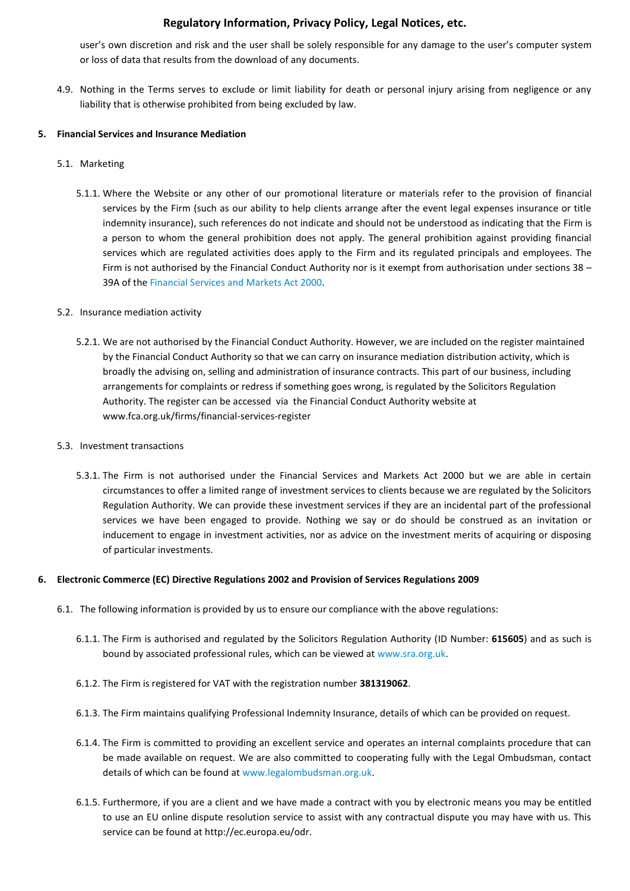user's own discretion and risk and the user shall be solely responsible for any damage to the user's computer system or loss of data that results from the download of any documents.

4.9. Nothing in the Terms serves to exclude or limit liability for death or personal injury arising from negligence or any liability that is otherwise prohibited from being excluded by law.

## 5. Financial Services and Insurance Mediation

5.1. Marketing

5.1.1. Where the Website or any other of our promotional literature or materials refer to the provision of financial services by the Firm (such as our ability to help clients arrange after the event legal expenses insurance or title indemnity insurance), such references do not indicate and should not be understood as indicating that the Firm is a person to whom the general prohibition does not apply. The general prohibition against providing financial services which are regulated activities does apply to the Firm and its regulated principals and employees. The Firm is not authorised by the Financial Conduct Authority nor is it exempt from authorisation under sections 38 – 39A of the Financial Services and Markets Act 2000.

5.2. Insurance mediation activity

5.2.1. We are not authorised by the Financial Conduct Authority. However, we are included on the register maintained by the Financial Conduct Authority so that we can carry on insurance mediation distribution activity, which is broadly the advising on, selling and administration of insurance contracts. This part of our business, including arrangements for complaints or redress if something goes wrong, is regulated by the Solicitors Regulation Authority. The register can be accessed via the Financial Conduct Authority website at www.fca.org.uk/firms/financial-services-register

5.3. Investment transactions

5.3.1. The Firm is not authorised under the Financial Services and Markets Act 2000 but we are able in certain circumstances to offer a limited range of investment services to clients because we are regulated by the Solicitors Regulation Authority. We can provide these investment services if they are an incidental part of the professional services we have been engaged to provide. Nothing we say or do should be construed as an invitation or inducement to engage in investment activities, nor as advice on the investment merits of acquiring or disposing of particular investments.

## 6. Electronic Commerce (EC) Directive Regulations 2002 and Provision of Services Regulations 2009

6.1. The following information is provided by us to ensure our compliance with the above regulations:

6.1.1. The Firm is authorised and regulated by the Solicitors Regulation Authority (ID Number: **615605**) and as such is bound by associated professional rules, which can be viewed at www.sra.org.uk.

6.1.2. The Firm is registered for VAT with the registration number **381319062**.

6.1.3. The Firm maintains qualifying Professional Indemnity Insurance, details of which can be provided on request.

6.1.4. The Firm is committed to providing an excellent service and operates an internal complaints procedure that can be made available on request. We are also committed to cooperating fully with the Legal Ombudsman, contact details of which can be found at www.legalombudsman.org.uk.

6.1.5. Furthermore, if you are a client and we have made a contract with you by electronic means you may be entitled to use an EU online dispute resolution service to assist with any contractual dispute you may have with us. This service can be found at http://ec.europa.eu/odr.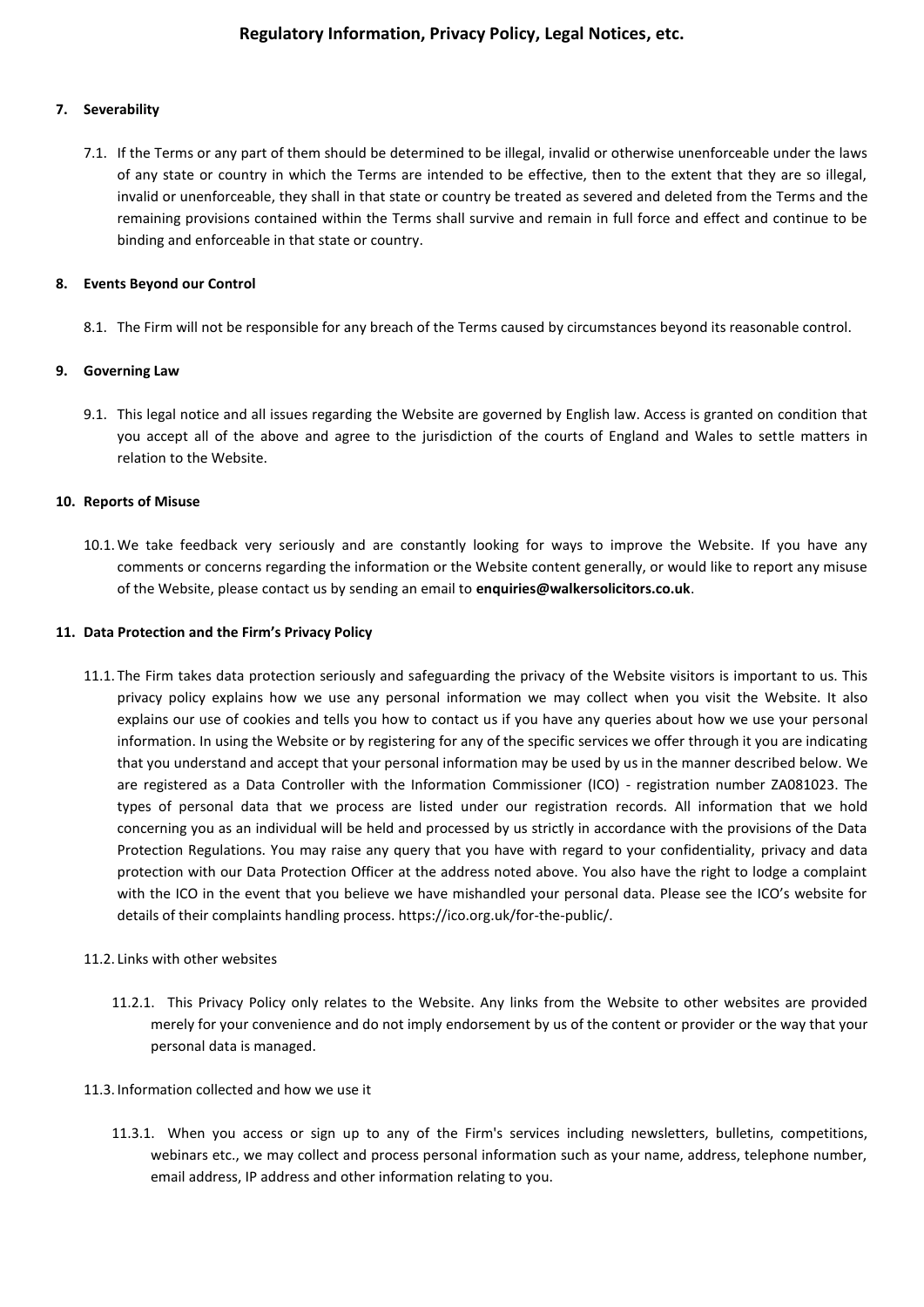### 7. Severability

7.1. If the Terms or any part of them should be determined to be illegal, invalid or otherwise unenforceable under the laws of any state or country in which the Terms are intended to be effective, then to the extent that they are so illegal, invalid or unenforceable, they shall in that state or country be treated as severed and deleted from the Terms and the remaining provisions contained within the Terms shall survive and remain in full force and effect and continue to be binding and enforceable in that state or country.

### 8. Events Beyond our Control

8.1. The Firm will not be responsible for any breach of the Terms caused by circumstances beyond its reasonable control.

### 9. Governing Law

9.1. This legal notice and all issues regarding the Website are governed by English law. Access is granted on condition that you accept all of the above and agree to the jurisdiction of the courts of England and Wales to settle matters in relation to the Website.

### 10. Reports of Misuse

10.1. We take feedback very seriously and are constantly looking for ways to improve the Website. If you have any comments or concerns regarding the information or the Website content generally, or would like to report any misuse of the Website, please contact us by sending an email to **enquiries@walkersolicitors.co.uk**.

### 11. Data Protection and the Firm's Privacy Policy

11.1. The Firm takes data protection seriously and safeguarding the privacy of the Website visitors is important to us. This privacy policy explains how we use any personal information we may collect when you visit the Website. It also explains our use of cookies and tells you how to contact us if you have any queries about how we use your personal information. In using the Website or by registering for any of the specific services we offer through it you are indicating that you understand and accept that your personal information may be used by us in the manner described below. We are registered as a Data Controller with the Information Commissioner (ICO) - registration number ZA081023. The types of personal data that we process are listed under our registration records. All information that we hold concerning you as an individual will be held and processed by us strictly in accordance with the provisions of the Data Protection Regulations. You may raise any query that you have with regard to your confidentiality, privacy and data protection with our Data Protection Officer at the address noted above. You also have the right to lodge a complaint with the ICO in the event that you believe we have mishandled your personal data. Please see the ICO's website for details of their complaints handling process. https://ico.org.uk/for-the-public/.

11.2. Links with other websites

11.2.1. This Privacy Policy only relates to the Website. Any links from the Website to other websites are provided merely for your convenience and do not imply endorsement by us of the content or provider or the way that your personal data is managed.

11.3. Information collected and how we use it

11.3.1. When you access or sign up to any of the Firm's services including newsletters, bulletins, competitions, webinars etc., we may collect and process personal information such as your name, address, telephone number, email address, IP address and other information relating to you.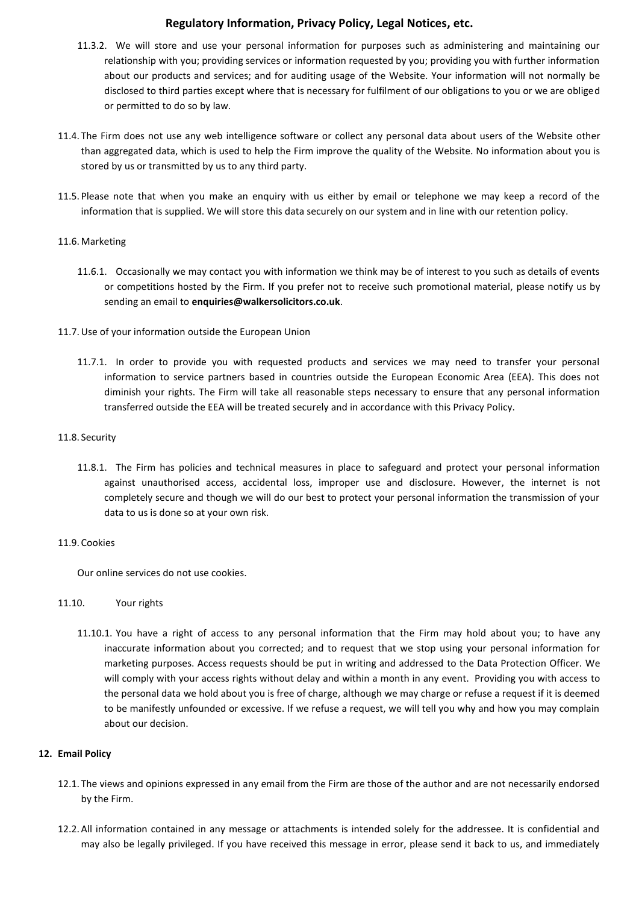11.3.2. We will store and use your personal information for purposes such as administering and maintaining our relationship with you; providing services or information requested by you; providing you with further information about our products and services; and for auditing usage of the Website. Your information will not normally be disclosed to third parties except where that is necessary for fulfilment of our obligations to you or we are obliged or permitted to do so by law.

11.4. The Firm does not use any web intelligence software or collect any personal data about users of the Website other than aggregated data, which is used to help the Firm improve the quality of the Website. No information about you is stored by us or transmitted by us to any third party.

11.5. Please note that when you make an enquiry with us either by email or telephone we may keep a record of the information that is supplied. We will store this data securely on our system and in line with our retention policy.

11.6. Marketing

11.6.1. Occasionally we may contact you with information we think may be of interest to you such as details of events or competitions hosted by the Firm. If you prefer not to receive such promotional material, please notify us by sending an email to **enquiries@walkersolicitors.co.uk**.

11.7. Use of your information outside the European Union

11.7.1. In order to provide you with requested products and services we may need to transfer your personal information to service partners based in countries outside the European Economic Area (EEA). This does not diminish your rights. The Firm will take all reasonable steps necessary to ensure that any personal information transferred outside the EEA will be treated securely and in accordance with this Privacy Policy.

11.8. Security

11.8.1. The Firm has policies and technical measures in place to safeguard and protect your personal information against unauthorised access, accidental loss, improper use and disclosure. However, the internet is not completely secure and though we will do our best to protect your personal information the transmission of your data to us is done so at your own risk.

11.9. Cookies

Our online services do not use cookies.

11.10. Your rights

11.10.1. You have a right of access to any personal information that the Firm may hold about you; to have any inaccurate information about you corrected; and to request that we stop using your personal information for marketing purposes. Access requests should be put in writing and addressed to the Data Protection Officer. We will comply with your access rights without delay and within a month in any event. Providing you with access to the personal data we hold about you is free of charge, although we may charge or refuse a request if it is deemed to be manifestly unfounded or excessive. If we refuse a request, we will tell you why and how you may complain about our decision.

## 12. Email Policy

12.1. The views and opinions expressed in any email from the Firm are those of the author and are not necessarily endorsed by the Firm.

12.2. All information contained in any message or attachments is intended solely for the addressee. It is confidential and may also be legally privileged. If you have received this message in error, please send it back to us, and immediately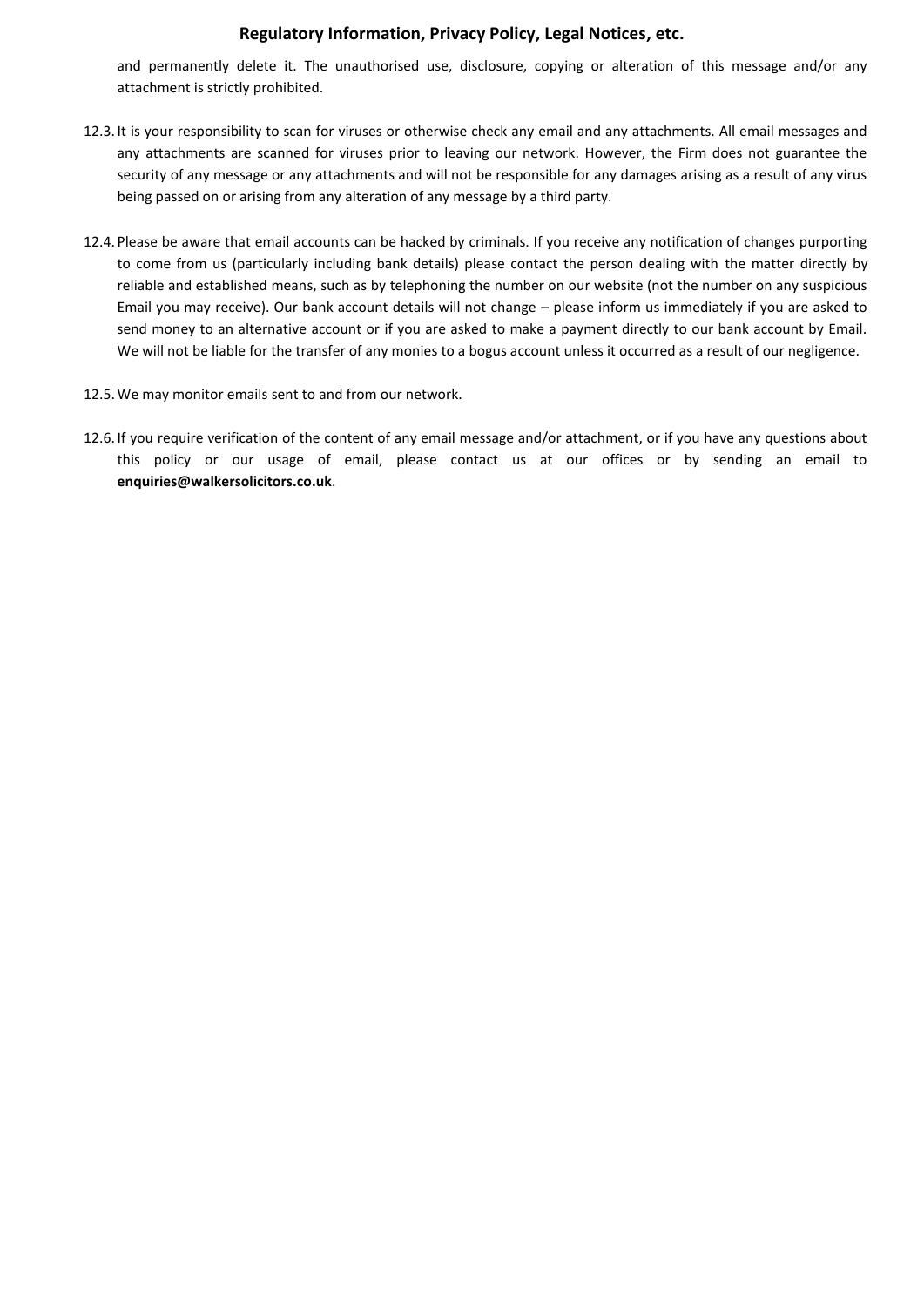and permanently delete it. The unauthorised use, disclosure, copying or alteration of this message and/or any attachment is strictly prohibited.

12.3. It is your responsibility to scan for viruses or otherwise check any email and any attachments. All email messages and any attachments are scanned for viruses prior to leaving our network. However, the Firm does not guarantee the security of any message or any attachments and will not be responsible for any damages arising as a result of any virus being passed on or arising from any alteration of any message by a third party.

12.4. Please be aware that email accounts can be hacked by criminals. If you receive any notification of changes purporting to come from us (particularly including bank details) please contact the person dealing with the matter directly by reliable and established means, such as by telephoning the number on our website (not the number on any suspicious Email you may receive). Our bank account details will not change – please inform us immediately if you are asked to send money to an alternative account or if you are asked to make a payment directly to our bank account by Email. We will not be liable for the transfer of any monies to a bogus account unless it occurred as a result of our negligence.

12.5. We may monitor emails sent to and from our network.

12.6. If you require verification of the content of any email message and/or attachment, or if you have any questions about this policy or our usage of email, please contact us at our offices or by sending an email to **enquiries@walkersolicitors.co.uk**.